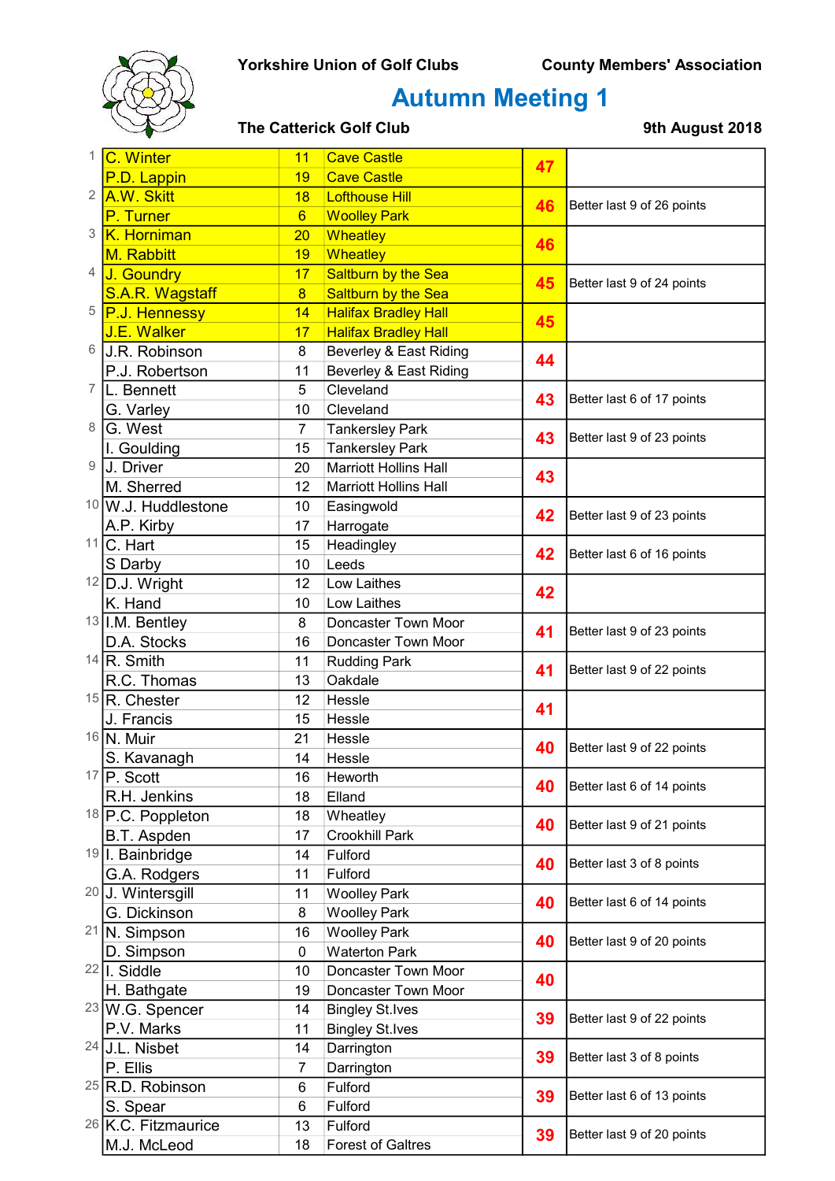Yorkshire Union of Golf Clubs — County Members' Association

# Autumn Meeting 1

**The Catterick Golf Club** — **9th August 2018**

| Pos | Name | Hcp | Club | Points | Notes |
|---|---|---|---|---|---|
| 1 | C. Winter | 11 | Cave Castle | 47 | |
| | P.D. Lappin | 19 | Cave Castle | | |
| 2 | A.W. Skitt | 18 | Lofthouse Hill | 46 | Better last 9 of 26 points |
| | P. Turner | 6 | Woolley Park | | |
| 3 | K. Horniman | 20 | Wheatley | 46 | |
| | M. Rabbitt | 19 | Wheatley | | |
| 4 | J. Goundry | 17 | Saltburn by the Sea | 45 | Better last 9 of 24 points |
| | S.A.R. Wagstaff | 8 | Saltburn by the Sea | | |
| 5 | P.J. Hennessy | 14 | Halifax Bradley Hall | 45 | |
| | J.E. Walker | 17 | Halifax Bradley Hall | | |
| 6 | J.R. Robinson | 8 | Beverley & East Riding | 44 | |
| | P.J. Robertson | 11 | Beverley & East Riding | | |
| 7 | L. Bennett | 5 | Cleveland | 43 | Better last 6 of 17 points |
| | G. Varley | 10 | Cleveland | | |
| 8 | G. West | 7 | Tankersley Park | 43 | Better last 9 of 23 points |
| | I. Goulding | 15 | Tankersley Park | | |
| 9 | J. Driver | 20 | Marriott Hollins Hall | 43 | |
| | M. Sherred | 12 | Marriott Hollins Hall | | |
| 10 | W.J. Huddlestone | 10 | Easingwold | 42 | Better last 9 of 23 points |
| | A.P. Kirby | 17 | Harrogate | | |
| 11 | C. Hart | 15 | Headingley | 42 | Better last 6 of 16 points |
| | S Darby | 10 | Leeds | | |
| 12 | D.J. Wright | 12 | Low Laithes | 42 | |
| | K. Hand | 10 | Low Laithes | | |
| 13 | I.M. Bentley | 8 | Doncaster Town Moor | 41 | Better last 9 of 23 points |
| | D.A. Stocks | 16 | Doncaster Town Moor | | |
| 14 | R. Smith | 11 | Rudding Park | 41 | Better last 9 of 22 points |
| | R.C. Thomas | 13 | Oakdale | | |
| 15 | R. Chester | 12 | Hessle | 41 | |
| | J. Francis | 15 | Hessle | | |
| 16 | N. Muir | 21 | Hessle | 40 | Better last 9 of 22 points |
| | S. Kavanagh | 14 | Hessle | | |
| 17 | P. Scott | 16 | Heworth | 40 | Better last 6 of 14 points |
| | R.H. Jenkins | 18 | Elland | | |
| 18 | P.C. Poppleton | 18 | Wheatley | 40 | Better last 9 of 21 points |
| | B.T. Aspden | 17 | Crookhill Park | | |
| 19 | I. Bainbridge | 14 | Fulford | 40 | Better last 3 of 8 points |
| | G.A. Rodgers | 11 | Fulford | | |
| 20 | J. Wintersgill | 11 | Woolley Park | 40 | Better last 6 of 14 points |
| | G. Dickinson | 8 | Woolley Park | | |
| 21 | N. Simpson | 16 | Woolley Park | 40 | Better last 9 of 20 points |
| | D. Simpson | 0 | Waterton Park | | |
| 22 | I. Siddle | 10 | Doncaster Town Moor | 40 | |
| | H. Bathgate | 19 | Doncaster Town Moor | | |
| 23 | W.G. Spencer | 14 | Bingley St.Ives | 39 | Better last 9 of 22 points |
| | P.V. Marks | 11 | Bingley St.Ives | | |
| 24 | J.L. Nisbet | 14 | Darrington | 39 | Better last 3 of 8 points |
| | P. Ellis | 7 | Darrington | | |
| 25 | R.D. Robinson | 6 | Fulford | 39 | Better last 6 of 13 points |
| | S. Spear | 6 | Fulford | | |
| 26 | K.C. Fitzmaurice | 13 | Fulford | 39 | Better last 9 of 20 points |
| | M.J. McLeod | 18 | Forest of Galtres | | |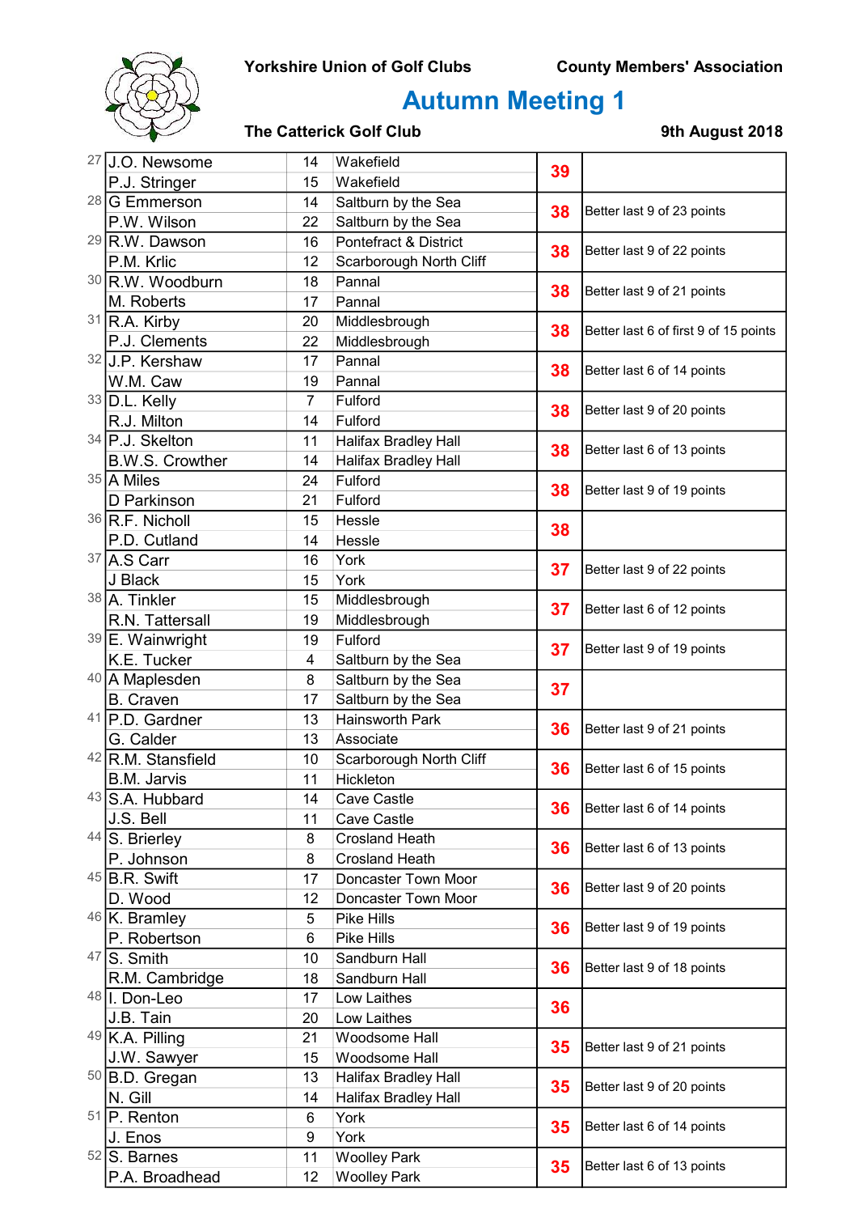Yorkshire Union of Golf Clubs — County Members' Association

# Autumn Meeting 1

**The Catterick Golf Club** — **9th August 2018**

| Pos | Name | Hcp | Club | Points | Note |
|---|---|---|---|---|---|
| 27 | J.O. Newsome | 14 | Wakefield | 39 | |
| | P.J. Stringer | 15 | Wakefield | | |
| 28 | G Emmerson | 14 | Saltburn by the Sea | 38 | Better last 9 of 23 points |
| | P.W. Wilson | 22 | Saltburn by the Sea | | |
| 29 | R.W. Dawson | 16 | Pontefract & District | 38 | Better last 9 of 22 points |
| | P.M. Krlic | 12 | Scarborough North Cliff | | |
| 30 | R.W. Woodburn | 18 | Pannal | 38 | Better last 9 of 21 points |
| | M. Roberts | 17 | Pannal | | |
| 31 | R.A. Kirby | 20 | Middlesbrough | 38 | Better last 6 of first 9 of 15 points |
| | P.J. Clements | 22 | Middlesbrough | | |
| 32 | J.P. Kershaw | 17 | Pannal | 38 | Better last 6 of 14 points |
| | W.M. Caw | 19 | Pannal | | |
| 33 | D.L. Kelly | 7 | Fulford | 38 | Better last 9 of 20 points |
| | R.J. Milton | 14 | Fulford | | |
| 34 | P.J. Skelton | 11 | Halifax Bradley Hall | 38 | Better last 6 of 13 points |
| | B.W.S. Crowther | 14 | Halifax Bradley Hall | | |
| 35 | A Miles | 24 | Fulford | 38 | Better last 9 of 19 points |
| | D Parkinson | 21 | Fulford | | |
| 36 | R.F. Nicholl | 15 | Hessle | 38 | |
| | P.D. Cutland | 14 | Hessle | | |
| 37 | A.S Carr | 16 | York | 37 | Better last 9 of 22 points |
| | J Black | 15 | York | | |
| 38 | A. Tinkler | 15 | Middlesbrough | 37 | Better last 6 of 12 points |
| | R.N. Tattersall | 19 | Middlesbrough | | |
| 39 | E. Wainwright | 19 | Fulford | 37 | Better last 9 of 19 points |
| | K.E. Tucker | 4 | Saltburn by the Sea | | |
| 40 | A Maplesden | 8 | Saltburn by the Sea | 37 | |
| | B. Craven | 17 | Saltburn by the Sea | | |
| 41 | P.D. Gardner | 13 | Hainsworth Park | 36 | Better last 9 of 21 points |
| | G. Calder | 13 | Associate | | |
| 42 | R.M. Stansfield | 10 | Scarborough North Cliff | 36 | Better last 6 of 15 points |
| | B.M. Jarvis | 11 | Hickleton | | |
| 43 | S.A. Hubbard | 14 | Cave Castle | 36 | Better last 6 of 14 points |
| | J.S. Bell | 11 | Cave Castle | | |
| 44 | S. Brierley | 8 | Crosland Heath | 36 | Better last 6 of 13 points |
| | P. Johnson | 8 | Crosland Heath | | |
| 45 | B.R. Swift | 17 | Doncaster Town Moor | 36 | Better last 9 of 20 points |
| | D. Wood | 12 | Doncaster Town Moor | | |
| 46 | K. Bramley | 5 | Pike Hills | 36 | Better last 9 of 19 points |
| | P. Robertson | 6 | Pike Hills | | |
| 47 | S. Smith | 10 | Sandburn Hall | 36 | Better last 9 of 18 points |
| | R.M. Cambridge | 18 | Sandburn Hall | | |
| 48 | I. Don-Leo | 17 | Low Laithes | 36 | |
| | J.B. Tain | 20 | Low Laithes | | |
| 49 | K.A. Pilling | 21 | Woodsome Hall | 35 | Better last 9 of 21 points |
| | J.W. Sawyer | 15 | Woodsome Hall | | |
| 50 | B.D. Gregan | 13 | Halifax Bradley Hall | 35 | Better last 9 of 20 points |
| | N. Gill | 14 | Halifax Bradley Hall | | |
| 51 | P. Renton | 6 | York | 35 | Better last 6 of 14 points |
| | J. Enos | 9 | York | | |
| 52 | S. Barnes | 11 | Woolley Park | 35 | Better last 6 of 13 points |
| | P.A. Broadhead | 12 | Woolley Park | | |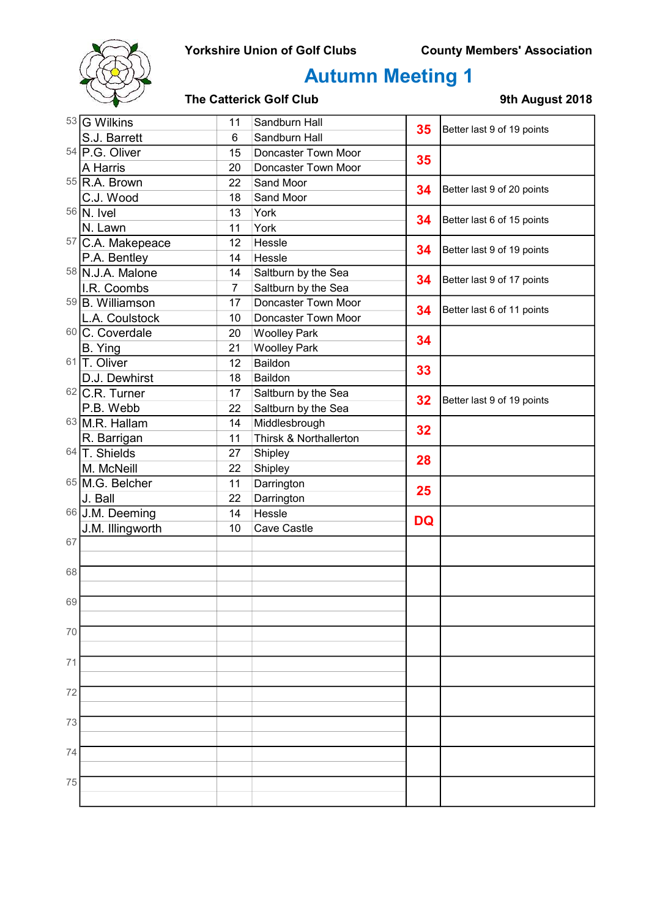Yorkshire Union of Golf Clubs — County Members' Association

# Autumn Meeting 1

**The Catterick Golf Club** — **9th August 2018**

| | | | | | |
|---|---|---|---|---|---|
| 53 | G Wilkins | 11 | Sandburn Hall | 35 | Better last 9 of 19 points |
| | S.J. Barrett | 6 | Sandburn Hall | | |
| 54 | P.G. Oliver | 15 | Doncaster Town Moor | 35 | |
| | A Harris | 20 | Doncaster Town Moor | | |
| 55 | R.A. Brown | 22 | Sand Moor | 34 | Better last 9 of 20 points |
| | C.J. Wood | 18 | Sand Moor | | |
| 56 | N. Ivel | 13 | York | 34 | Better last 6 of 15 points |
| | N. Lawn | 11 | York | | |
| 57 | C.A. Makepeace | 12 | Hessle | 34 | Better last 9 of 19 points |
| | P.A. Bentley | 14 | Hessle | | |
| 58 | N.J.A. Malone | 14 | Saltburn by the Sea | 34 | Better last 9 of 17 points |
| | I.R. Coombs | 7 | Saltburn by the Sea | | |
| 59 | B. Williamson | 17 | Doncaster Town Moor | 34 | Better last 6 of 11 points |
| | L.A. Coulstock | 10 | Doncaster Town Moor | | |
| 60 | C. Coverdale | 20 | Woolley Park | 34 | |
| | B. Ying | 21 | Woolley Park | | |
| 61 | T. Oliver | 12 | Baildon | 33 | |
| | D.J. Dewhirst | 18 | Baildon | | |
| 62 | C.R. Turner | 17 | Saltburn by the Sea | 32 | Better last 9 of 19 points |
| | P.B. Webb | 22 | Saltburn by the Sea | | |
| 63 | M.R. Hallam | 14 | Middlesbrough | 32 | |
| | R. Barrigan | 11 | Thirsk & Northallerton | | |
| 64 | T. Shields | 27 | Shipley | 28 | |
| | M. McNeill | 22 | Shipley | | |
| 65 | M.G. Belcher | 11 | Darrington | 25 | |
| | J. Ball | 22 | Darrington | | |
| 66 | J.M. Deeming | 14 | Hessle | DQ | |
| | J.M. Illingworth | 10 | Cave Castle | | |
| 67 | | | | | |
| 68 | | | | | |
| 69 | | | | | |
| 70 | | | | | |
| 71 | | | | | |
| 72 | | | | | |
| 73 | | | | | |
| 74 | | | | | |
| 75 | | | | | |